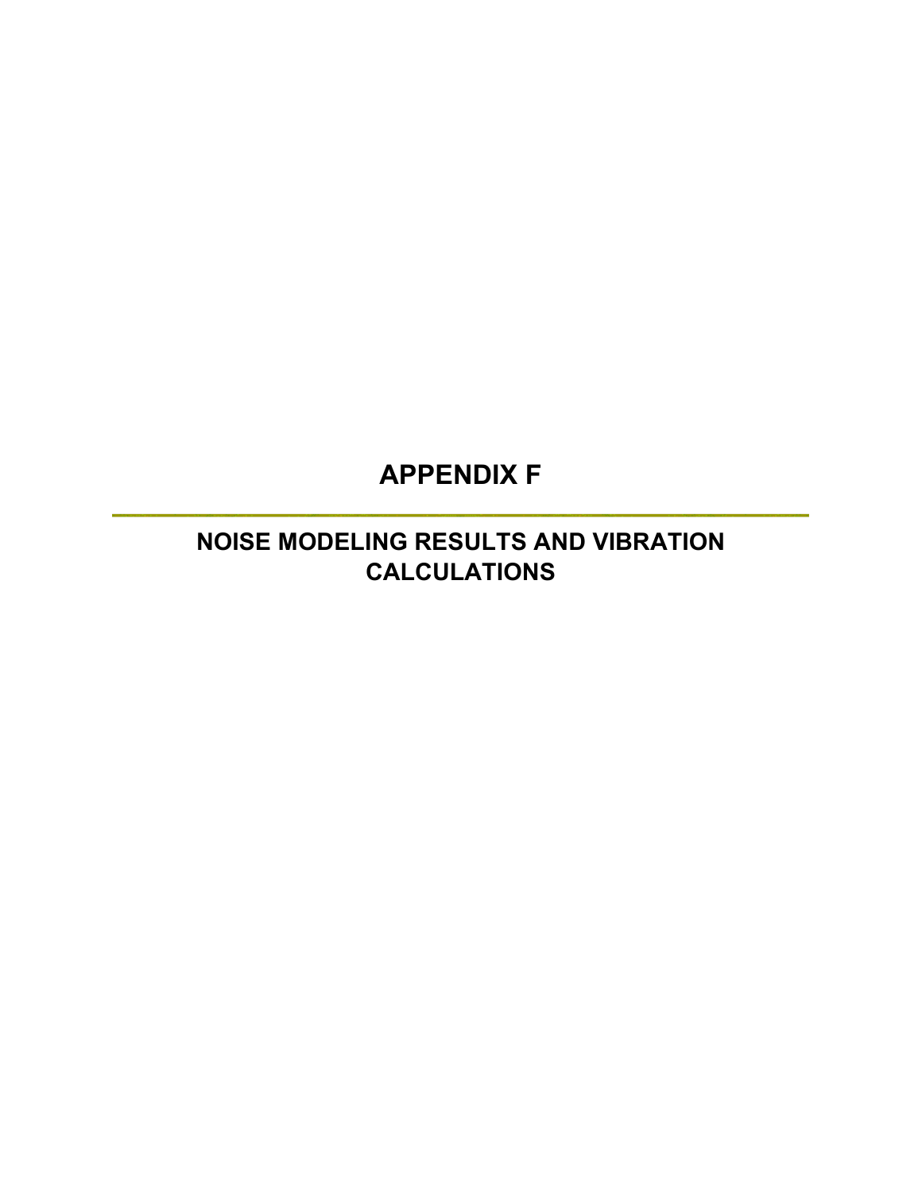# APPENDIX F

## NOISE MODELING RESULTS AND VIBRATION CALCULATIONS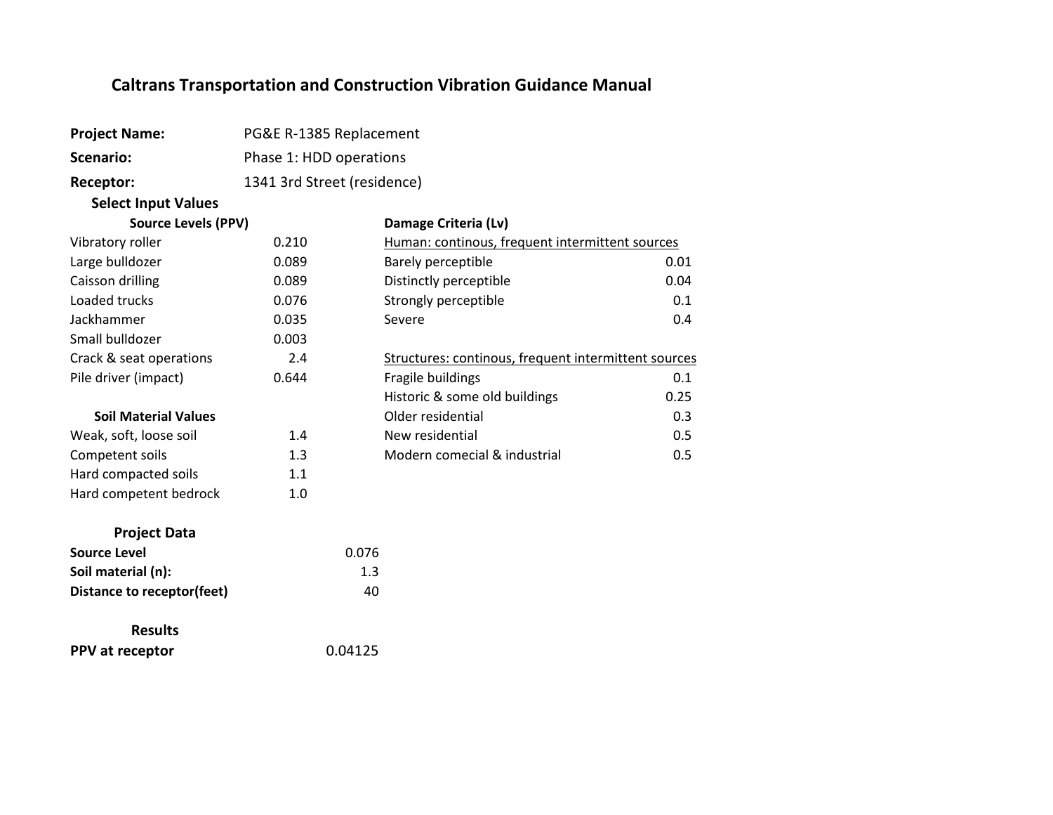# Caltrans Transportation and Construction Vibration Guidance Manual

**Project Name:** PG&E R-1385 Replacement

**Scenario:** Phase 1: HDD operations

**Receptor:** 1341 3rd Street (residence)

## Select Input Values

| Source Levels (PPV) | |
|---|---|
| Vibratory roller | 0.210 |
| Large bulldozer | 0.089 |
| Caisson drilling | 0.089 |
| Loaded trucks | 0.076 |
| Jackhammer | 0.035 |
| Small bulldozer | 0.003 |
| Crack & seat operations | 2.4 |
| Pile driver (impact) | 0.644 |

| Soil Material Values | |
|---|---|
| Weak, soft, loose soil | 1.4 |
| Competent soils | 1.3 |
| Hard compacted soils | 1.1 |
| Hard competent bedrock | 1.0 |

| Damage Criteria (Lv) | |
|---|---|
| Human: continous, frequent intermittent sources | |
| Barely perceptible | 0.01 |
| Distinctly perceptible | 0.04 |
| Strongly perceptible | 0.1 |
| Severe | 0.4 |
| Structures: continous, frequent intermittent sources | |
| Fragile buildings | 0.1 |
| Historic & some old buildings | 0.25 |
| Older residential | 0.3 |
| New residential | 0.5 |
| Modern comecial & industrial | 0.5 |

## Project Data

| | |
|---|---|
| **Source Level** | 0.076 |
| **Soil material (n):** | 1.3 |
| **Distance to receptor(feet)** | 40 |

## Results

| | |
|---|---|
| **PPV at receptor** | 0.04125 |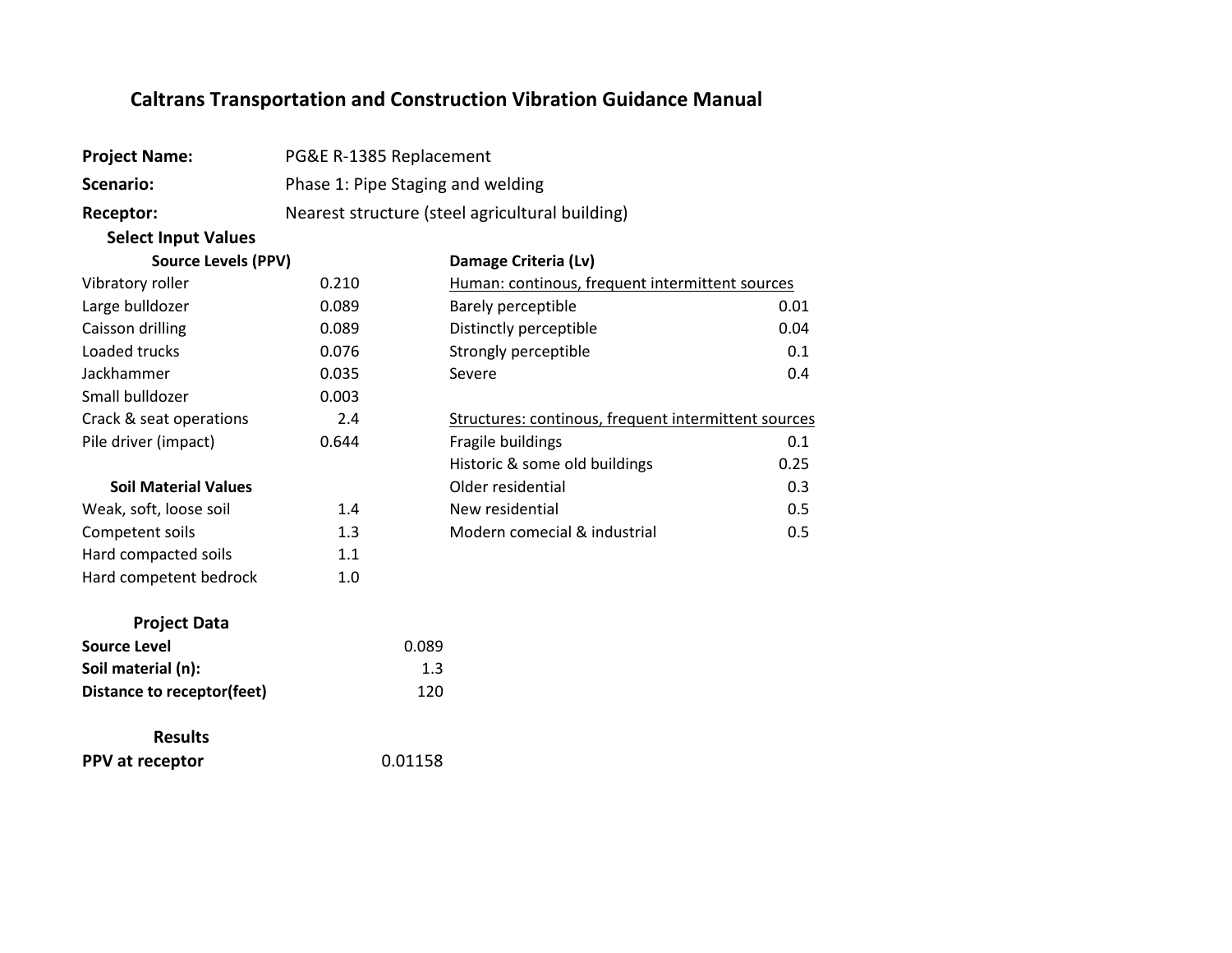# Caltrans Transportation and Construction Vibration Guidance Manual

**Project Name:** PG&E R-1385 Replacement

**Scenario:** Phase 1: Pipe Staging and welding

**Receptor:** Nearest structure (steel agricultural building)

### Select Input Values

| Source Levels (PPV) | |
|---|---|
| Vibratory roller | 0.210 |
| Large bulldozer | 0.089 |
| Caisson drilling | 0.089 |
| Loaded trucks | 0.076 |
| Jackhammer | 0.035 |
| Small bulldozer | 0.003 |
| Crack & seat operations | 2.4 |
| Pile driver (impact) | 0.644 |

| Soil Material Values | |
|---|---|
| Weak, soft, loose soil | 1.4 |
| Competent soils | 1.3 |
| Hard compacted soils | 1.1 |
| Hard competent bedrock | 1.0 |

**Damage Criteria (Lv)**

| Human: continous, frequent intermittent sources | |
|---|---|
| Barely perceptible | 0.01 |
| Distinctly perceptible | 0.04 |
| Strongly perceptible | 0.1 |
| Severe | 0.4 |

| Structures: continous, frequent intermittent sources | |
|---|---|
| Fragile buildings | 0.1 |
| Historic & some old buildings | 0.25 |
| Older residential | 0.3 |
| New residential | 0.5 |
| Modern comecial & industrial | 0.5 |

### Project Data

| | |
|---|---|
| **Source Level** | 0.089 |
| **Soil material (n):** | 1.3 |
| **Distance to receptor(feet)** | 120 |

### Results

| | |
|---|---|
| **PPV at receptor** | 0.01158 |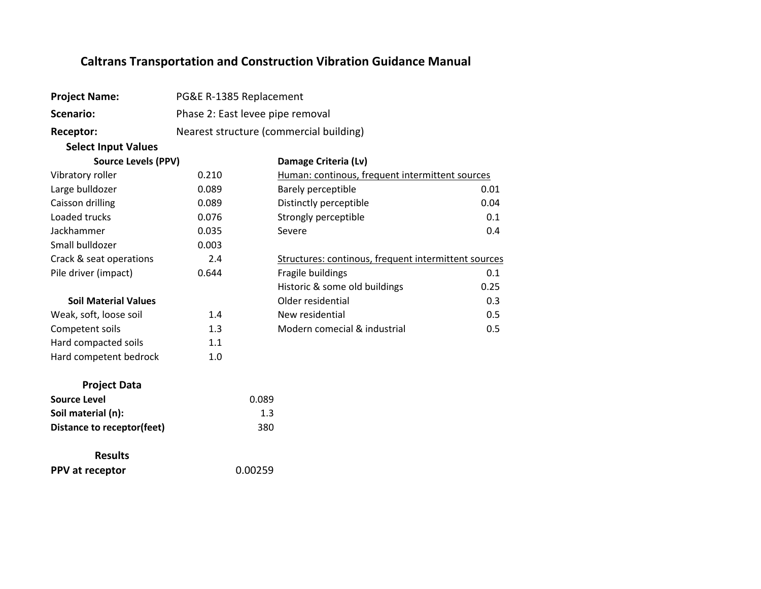# Caltrans Transportation and Construction Vibration Guidance Manual

**Project Name:** PG&E R-1385 Replacement

**Scenario:** Phase 2: East levee pipe removal

**Receptor:** Nearest structure (commercial building)

**Select Input Values**

| Source Levels (PPV) | |
|---|---|
| Vibratory roller | 0.210 |
| Large bulldozer | 0.089 |
| Caisson drilling | 0.089 |
| Loaded trucks | 0.076 |
| Jackhammer | 0.035 |
| Small bulldozer | 0.003 |
| Crack & seat operations | 2.4 |
| Pile driver (impact) | 0.644 |

| Soil Material Values | |
|---|---|
| Weak, soft, loose soil | 1.4 |
| Competent soils | 1.3 |
| Hard compacted soils | 1.1 |
| Hard competent bedrock | 1.0 |

| Damage Criteria (Lv) | |
|---|---|
| Human: continous, frequent intermittent sources | |
| Barely perceptible | 0.01 |
| Distinctly perceptible | 0.04 |
| Strongly perceptible | 0.1 |
| Severe | 0.4 |
| Structures: continous, frequent intermittent sources | |
| Fragile buildings | 0.1 |
| Historic & some old buildings | 0.25 |
| Older residential | 0.3 |
| New residential | 0.5 |
| Modern comecial & industrial | 0.5 |

**Project Data**

| | |
|---|---|
| **Source Level** | 0.089 |
| **Soil material (n):** | 1.3 |
| **Distance to receptor(feet)** | 380 |

**Results**

| | |
|---|---|
| **PPV at receptor** | 0.00259 |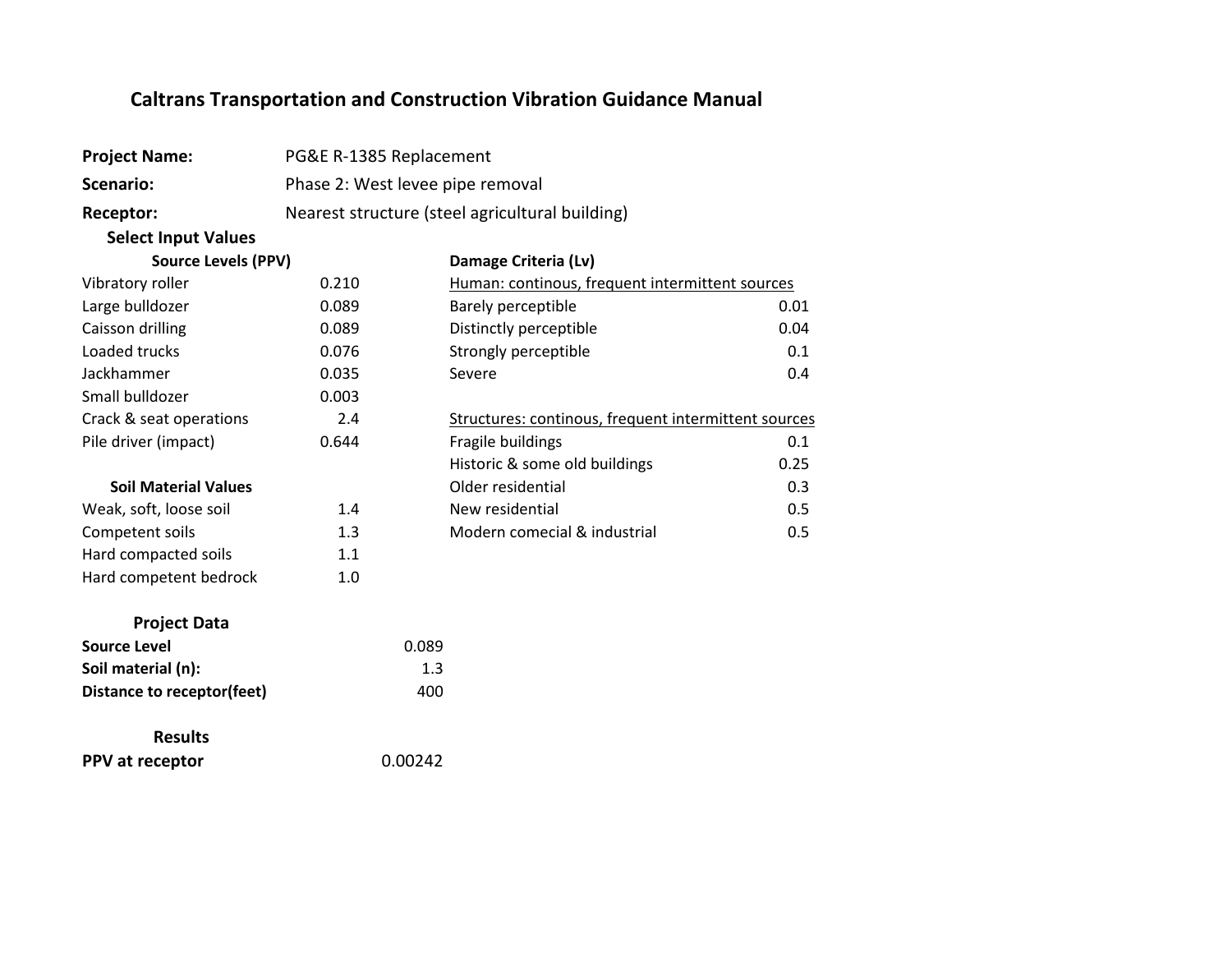# Caltrans Transportation and Construction Vibration Guidance Manual

**Project Name:** PG&E R-1385 Replacement

**Scenario:** Phase 2: West levee pipe removal

**Receptor:** Nearest structure (steel agricultural building)

## Select Input Values

| Source Levels (PPV) | | Damage Criteria (Lv) | |
|---|---|---|---|
| Vibratory roller | 0.210 | Human: continous, frequent intermittent sources | |
| Large bulldozer | 0.089 | Barely perceptible | 0.01 |
| Caisson drilling | 0.089 | Distinctly perceptible | 0.04 |
| Loaded trucks | 0.076 | Strongly perceptible | 0.1 |
| Jackhammer | 0.035 | Severe | 0.4 |
| Small bulldozer | 0.003 | | |
| Crack & seat operations | 2.4 | Structures: continous, frequent intermittent sources | |
| Pile driver (impact) | 0.644 | Fragile buildings | 0.1 |
| | | Historic & some old buildings | 0.25 |
| **Soil Material Values** | | Older residential | 0.3 |
| Weak, soft, loose soil | 1.4 | New residential | 0.5 |
| Competent soils | 1.3 | Modern comecial & industrial | 0.5 |
| Hard compacted soils | 1.1 | | |
| Hard competent bedrock | 1.0 | | |

## Project Data

| | |
|---|---|
| **Source Level** | 0.089 |
| **Soil material (n):** | 1.3 |
| **Distance to receptor(feet)** | 400 |

## Results

| | |
|---|---|
| **PPV at receptor** | 0.00242 |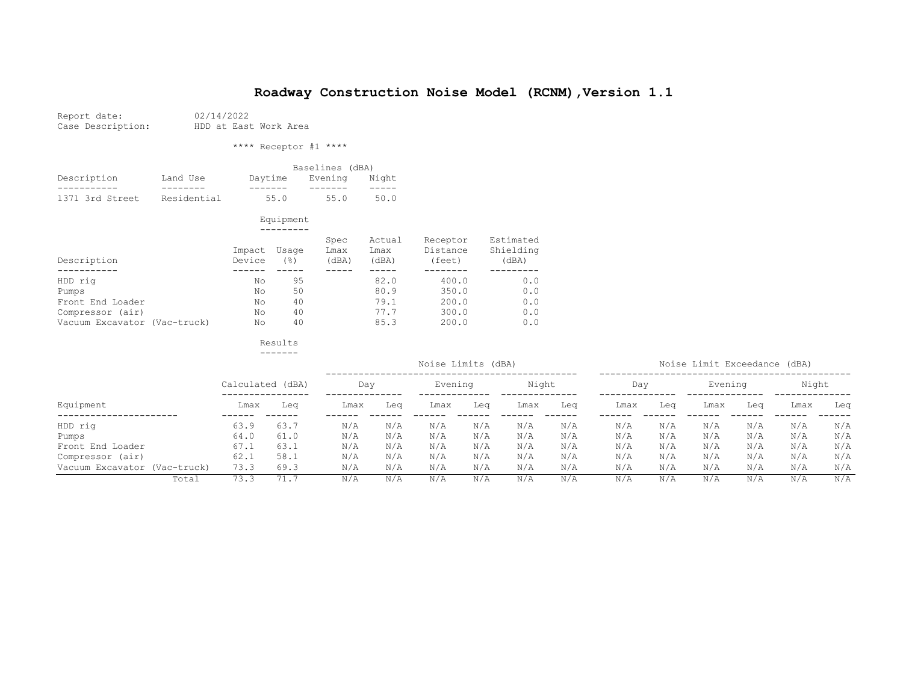# Roadway Construction Noise Model (RCNM),Version 1.1

Report date: 02/14/2022
Case Description: HDD at East Work Area

**** Receptor #1 ****

| Description | Land Use | Baselines (dBA) Daytime | Evening | Night |
|---|---|---|---|---|
| 1371 3rd Street | Residential | 55.0 | 55.0 | 50.0 |

Equipment

| Description | Impact Device | Usage (%) | Spec Lmax (dBA) | Actual Lmax (dBA) | Receptor Distance (feet) | Estimated Shielding (dBA) |
|---|---|---|---|---|---|---|
| HDD rig | No | 95 | | 82.0 | 400.0 | 0.0 |
| Pumps | No | 50 | | 80.9 | 350.0 | 0.0 |
| Front End Loader | No | 40 | | 79.1 | 200.0 | 0.0 |
| Compressor (air) | No | 40 | | 77.7 | 300.0 | 0.0 |
| Vacuum Excavator (Vac-truck) | No | 40 | | 85.3 | 200.0 | 0.0 |

Results

| | Calculated (dBA) | | Noise Limits (dBA) Day | | Evening | | Night | | Noise Limit Exceedance (dBA) Day | | Evening | | Night | |
|---|---|---|---|---|---|---|---|---|---|---|---|---|---|---|
| Equipment | Lmax | Leq | Lmax | Leq | Lmax | Leq | Lmax | Leq | Lmax | Leq | Lmax | Leq | Lmax | Leq |
| HDD rig | 63.9 | 63.7 | N/A | N/A | N/A | N/A | N/A | N/A | N/A | N/A | N/A | N/A | N/A | N/A |
| Pumps | 64.0 | 61.0 | N/A | N/A | N/A | N/A | N/A | N/A | N/A | N/A | N/A | N/A | N/A | N/A |
| Front End Loader | 67.1 | 63.1 | N/A | N/A | N/A | N/A | N/A | N/A | N/A | N/A | N/A | N/A | N/A | N/A |
| Compressor (air) | 62.1 | 58.1 | N/A | N/A | N/A | N/A | N/A | N/A | N/A | N/A | N/A | N/A | N/A | N/A |
| Vacuum Excavator (Vac-truck) | 73.3 | 69.3 | N/A | N/A | N/A | N/A | N/A | N/A | N/A | N/A | N/A | N/A | N/A | N/A |
| Total | 73.3 | 71.7 | N/A | N/A | N/A | N/A | N/A | N/A | N/A | N/A | N/A | N/A | N/A | N/A |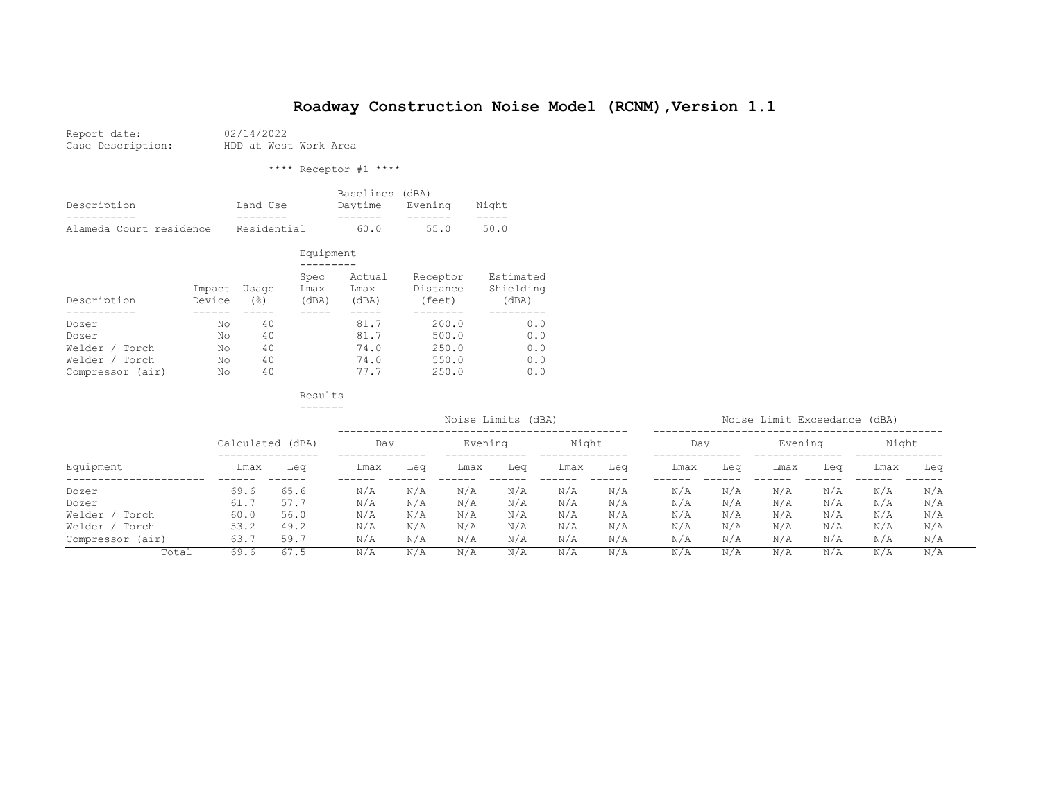# Roadway Construction Noise Model (RCNM),Version 1.1

Report date: 02/14/2022
Case Description: HDD at West Work Area

**** Receptor #1 ****

| Description | Land Use | Baselines (dBA) Daytime | Evening | Night |
|---|---|---|---|---|
| Alameda Court residence | Residential | 60.0 | 55.0 | 50.0 |

Equipment

| Description | Impact Device | Usage (%) | Spec Lmax (dBA) | Actual Lmax (dBA) | Receptor Distance (feet) | Estimated Shielding (dBA) |
|---|---|---|---|---|---|---|
| Dozer | No | 40 | | 81.7 | 200.0 | 0.0 |
| Dozer | No | 40 | | 81.7 | 500.0 | 0.0 |
| Welder / Torch | No | 40 | | 74.0 | 250.0 | 0.0 |
| Welder / Torch | No | 40 | | 74.0 | 550.0 | 0.0 |
| Compressor (air) | No | 40 | | 77.7 | 250.0 | 0.0 |

Results

| | Calculated (dBA) | | Noise Limits (dBA) | | | | | | Noise Limit Exceedance (dBA) | | | | | |
|---|---|---|---|---|---|---|---|---|---|---|---|---|---|---|
| | | | Day | | Evening | | Night | | Day | | Evening | | Night | |
| Equipment | Lmax | Leq | Lmax | Leq | Lmax | Leq | Lmax | Leq | Lmax | Leq | Lmax | Leq | Lmax | Leq |
| Dozer | 69.6 | 65.6 | N/A | N/A | N/A | N/A | N/A | N/A | N/A | N/A | N/A | N/A | N/A | N/A |
| Dozer | 61.7 | 57.7 | N/A | N/A | N/A | N/A | N/A | N/A | N/A | N/A | N/A | N/A | N/A | N/A |
| Welder / Torch | 60.0 | 56.0 | N/A | N/A | N/A | N/A | N/A | N/A | N/A | N/A | N/A | N/A | N/A | N/A |
| Welder / Torch | 53.2 | 49.2 | N/A | N/A | N/A | N/A | N/A | N/A | N/A | N/A | N/A | N/A | N/A | N/A |
| Compressor (air) | 63.7 | 59.7 | N/A | N/A | N/A | N/A | N/A | N/A | N/A | N/A | N/A | N/A | N/A | N/A |
| Total | 69.6 | 67.5 | N/A | N/A | N/A | N/A | N/A | N/A | N/A | N/A | N/A | N/A | N/A | N/A |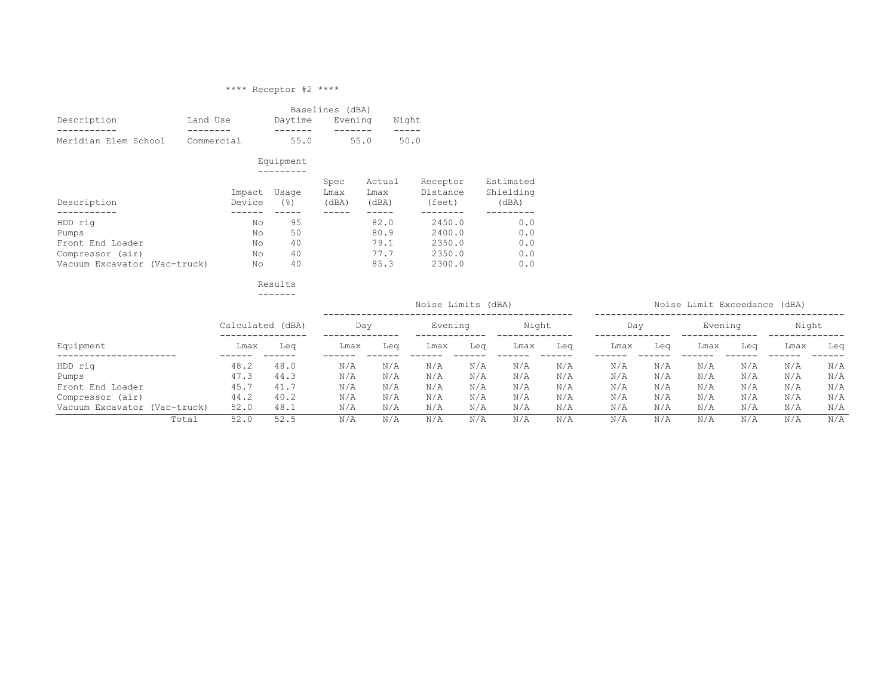**** Receptor #2 ****

| Description | Land Use | Baselines (dBA) Daytime | Evening | Night |
|---|---|---|---|---|
| Meridian Elem School | Commercial | 55.0 | 55.0 | 50.0 |

Equipment

| Description | Impact Device | Usage (%) | Spec Lmax (dBA) | Actual Lmax (dBA) | Receptor Distance (feet) | Estimated Shielding (dBA) |
|---|---|---|---|---|---|---|
| HDD rig | No | 95 | | 82.0 | 2450.0 | 0.0 |
| Pumps | No | 50 | | 80.9 | 2400.0 | 0.0 |
| Front End Loader | No | 40 | | 79.1 | 2350.0 | 0.0 |
| Compressor (air) | No | 40 | | 77.7 | 2350.0 | 0.0 |
| Vacuum Excavator (Vac-truck) | No | 40 | | 85.3 | 2300.0 | 0.0 |

Results

| | Calculated (dBA) | | Noise Limits (dBA) | | | | | | Noise Limit Exceedance (dBA) | | | | | |
|---|---|---|---|---|---|---|---|---|---|---|---|---|---|---|
| | | | Day | | Evening | | Night | | Day | | Evening | | Night | |
| Equipment | Lmax | Leq | Lmax | Leq | Lmax | Leq | Lmax | Leq | Lmax | Leq | Lmax | Leq | Lmax | Leq |
| HDD rig | 48.2 | 48.0 | N/A | N/A | N/A | N/A | N/A | N/A | N/A | N/A | N/A | N/A | N/A | N/A |
| Pumps | 47.3 | 44.3 | N/A | N/A | N/A | N/A | N/A | N/A | N/A | N/A | N/A | N/A | N/A | N/A |
| Front End Loader | 45.7 | 41.7 | N/A | N/A | N/A | N/A | N/A | N/A | N/A | N/A | N/A | N/A | N/A | N/A |
| Compressor (air) | 44.2 | 40.2 | N/A | N/A | N/A | N/A | N/A | N/A | N/A | N/A | N/A | N/A | N/A | N/A |
| Vacuum Excavator (Vac-truck) | 52.0 | 48.1 | N/A | N/A | N/A | N/A | N/A | N/A | N/A | N/A | N/A | N/A | N/A | N/A |
| Total | 52.0 | 52.5 | N/A | N/A | N/A | N/A | N/A | N/A | N/A | N/A | N/A | N/A | N/A | N/A |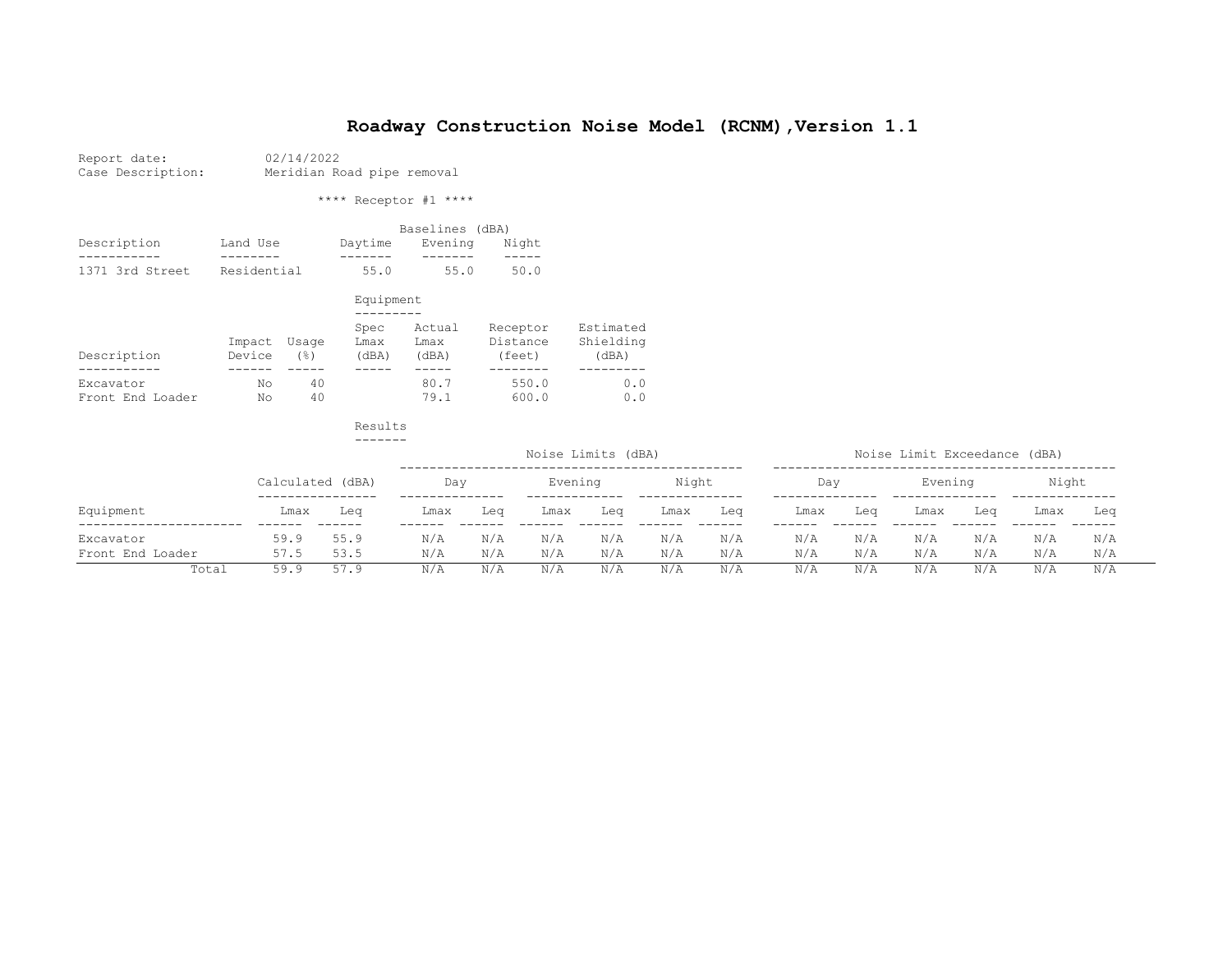# Roadway Construction Noise Model (RCNM),Version 1.1

Report date: 02/14/2022
Case Description: Meridian Road pipe removal

**** Receptor #1 ****

| Description | Land Use | Baselines (dBA) Daytime | Evening | Night |
|---|---|---|---|---|
| 1371 3rd Street | Residential | 55.0 | 55.0 | 50.0 |

Equipment

| Description | Impact Device | Usage (%) | Spec Lmax (dBA) | Actual Lmax (dBA) | Receptor Distance (feet) | Estimated Shielding (dBA) |
|---|---|---|---|---|---|---|
| Excavator | No | 40 | | 80.7 | 550.0 | 0.0 |
| Front End Loader | No | 40 | | 79.1 | 600.0 | 0.0 |

Results

| | Calculated (dBA) | | Noise Limits (dBA) Day | | Evening | | Night | | Noise Limit Exceedance (dBA) Day | | Evening | | Night | |
|---|---|---|---|---|---|---|---|---|---|---|---|---|---|---|
| Equipment | Lmax | Leq | Lmax | Leq | Lmax | Leq | Lmax | Leq | Lmax | Leq | Lmax | Leq | Lmax | Leq |
| Excavator | 59.9 | 55.9 | N/A | N/A | N/A | N/A | N/A | N/A | N/A | N/A | N/A | N/A | N/A | N/A |
| Front End Loader | 57.5 | 53.5 | N/A | N/A | N/A | N/A | N/A | N/A | N/A | N/A | N/A | N/A | N/A | N/A |
| Total | 59.9 | 57.9 | N/A | N/A | N/A | N/A | N/A | N/A | N/A | N/A | N/A | N/A | N/A | N/A |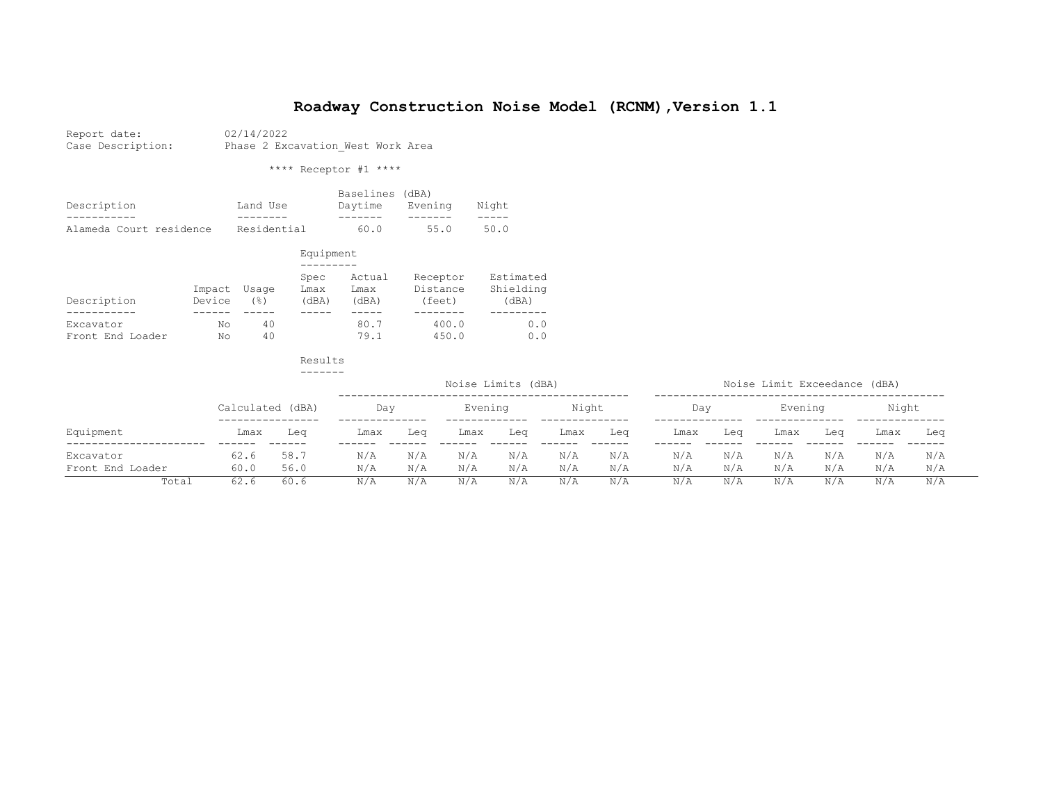# Roadway Construction Noise Model (RCNM),Version 1.1

Report date: 02/14/2022
Case Description: Phase 2 Excavation_West Work Area

**** Receptor #1 ****

| Description | Land Use | Baselines (dBA) Daytime | Evening | Night |
|---|---|---|---|---|
| Alameda Court residence | Residential | 60.0 | 55.0 | 50.0 |

Equipment

| Description | Impact Device | Usage (%) | Spec Lmax (dBA) | Actual Lmax (dBA) | Receptor Distance (feet) | Estimated Shielding (dBA) |
|---|---|---|---|---|---|---|
| Excavator | No | 40 | | 80.7 | 400.0 | 0.0 |
| Front End Loader | No | 40 | | 79.1 | 450.0 | 0.0 |

Results

| | Calculated (dBA) | | Noise Limits (dBA) Day | | Evening | | Night | | Noise Limit Exceedance (dBA) Day | | Evening | | Night | |
|---|---|---|---|---|---|---|---|---|---|---|---|---|---|---|
| Equipment | Lmax | Leq | Lmax | Leq | Lmax | Leq | Lmax | Leq | Lmax | Leq | Lmax | Leq | Lmax | Leq |
| Excavator | 62.6 | 58.7 | N/A | N/A | N/A | N/A | N/A | N/A | N/A | N/A | N/A | N/A | N/A | N/A |
| Front End Loader | 60.0 | 56.0 | N/A | N/A | N/A | N/A | N/A | N/A | N/A | N/A | N/A | N/A | N/A | N/A |
| Total | 62.6 | 60.6 | N/A | N/A | N/A | N/A | N/A | N/A | N/A | N/A | N/A | N/A | N/A | N/A |